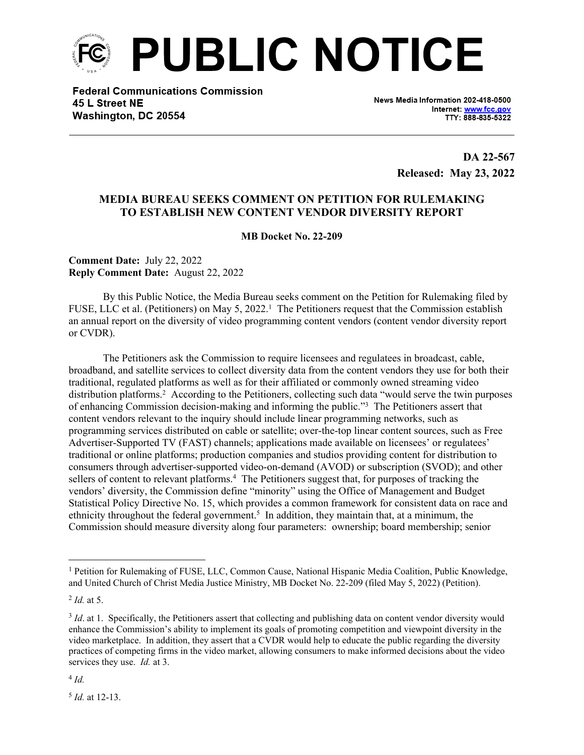# PUBLIC NOTICE

**Federal Communications Commission**
**45 L Street NE**
**Washington, DC 20554**

News Media Information 202-418-0500
Internet: www.fcc.gov
TTY: 888-835-5322

**DA 22-567**
**Released: May 23, 2022**

## MEDIA BUREAU SEEKS COMMENT ON PETITION FOR RULEMAKING TO ESTABLISH NEW CONTENT VENDOR DIVERSITY REPORT

**MB Docket No. 22-209**

**Comment Date:** July 22, 2022
**Reply Comment Date:** August 22, 2022

By this Public Notice, the Media Bureau seeks comment on the Petition for Rulemaking filed by FUSE, LLC et al. (Petitioners) on May 5, 2022.[1] The Petitioners request that the Commission establish an annual report on the diversity of video programming content vendors (content vendor diversity report or CVDR).

The Petitioners ask the Commission to require licensees and regulatees in broadcast, cable, broadband, and satellite services to collect diversity data from the content vendors they use for both their traditional, regulated platforms as well as for their affiliated or commonly owned streaming video distribution platforms.[2] According to the Petitioners, collecting such data "would serve the twin purposes of enhancing Commission decision-making and informing the public."[3] The Petitioners assert that content vendors relevant to the inquiry should include linear programming networks, such as programming services distributed on cable or satellite; over-the-top linear content sources, such as Free Advertiser-Supported TV (FAST) channels; applications made available on licensees' or regulatees' traditional or online platforms; production companies and studios providing content for distribution to consumers through advertiser-supported video-on-demand (AVOD) or subscription (SVOD); and other sellers of content to relevant platforms.[4] The Petitioners suggest that, for purposes of tracking the vendors' diversity, the Commission define "minority" using the Office of Management and Budget Statistical Policy Directive No. 15, which provides a common framework for consistent data on race and ethnicity throughout the federal government.[5] In addition, they maintain that, at a minimum, the Commission should measure diversity along four parameters: ownership; board membership; senior

---

[1] Petition for Rulemaking of FUSE, LLC, Common Cause, National Hispanic Media Coalition, Public Knowledge, and United Church of Christ Media Justice Ministry, MB Docket No. 22-209 (filed May 5, 2022) (Petition).

[2] *Id.* at 5.

[3] *Id*. at 1. Specifically, the Petitioners assert that collecting and publishing data on content vendor diversity would enhance the Commission's ability to implement its goals of promoting competition and viewpoint diversity in the video marketplace. In addition, they assert that a CVDR would help to educate the public regarding the diversity practices of competing firms in the video market, allowing consumers to make informed decisions about the video services they use. *Id.* at 3.

[4] *Id.*

[5] *Id.* at 12-13.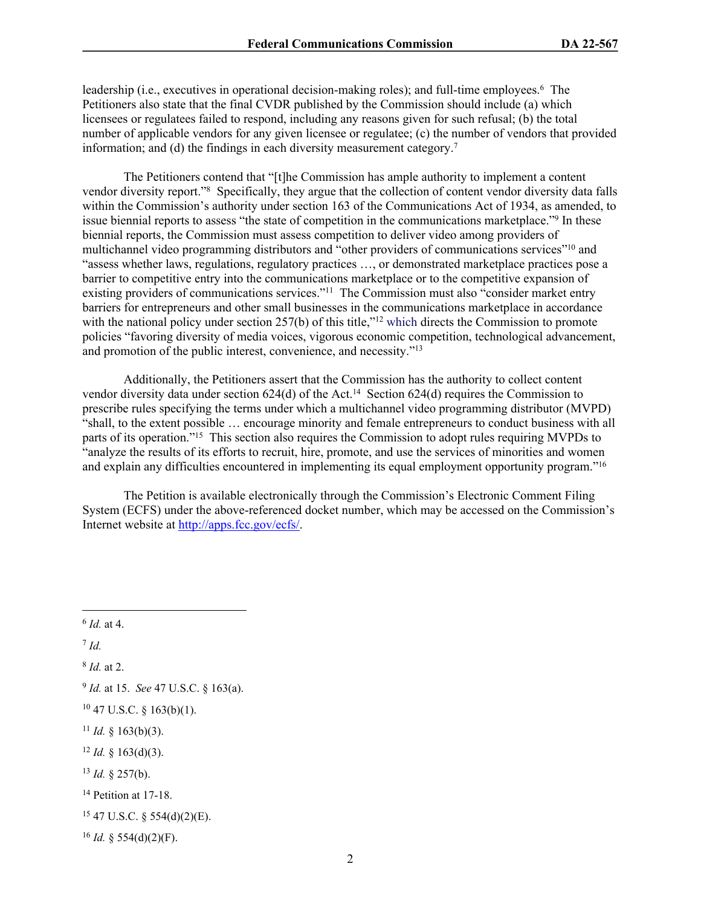leadership (i.e., executives in operational decision-making roles); and full-time employees.[6] The Petitioners also state that the final CVDR published by the Commission should include (a) which licensees or regulatees failed to respond, including any reasons given for such refusal; (b) the total number of applicable vendors for any given licensee or regulatee; (c) the number of vendors that provided information; and (d) the findings in each diversity measurement category.[7]

The Petitioners contend that "[t]he Commission has ample authority to implement a content vendor diversity report."[8] Specifically, they argue that the collection of content vendor diversity data falls within the Commission's authority under section 163 of the Communications Act of 1934, as amended, to issue biennial reports to assess "the state of competition in the communications marketplace."[9] In these biennial reports, the Commission must assess competition to deliver video among providers of multichannel video programming distributors and "other providers of communications services"[10] and "assess whether laws, regulations, regulatory practices …, or demonstrated marketplace practices pose a barrier to competitive entry into the communications marketplace or to the competitive expansion of existing providers of communications services."[11] The Commission must also "consider market entry barriers for entrepreneurs and other small businesses in the communications marketplace in accordance with the national policy under section 257(b) of this title,"[12] which directs the Commission to promote policies "favoring diversity of media voices, vigorous economic competition, technological advancement, and promotion of the public interest, convenience, and necessity."[13]

Additionally, the Petitioners assert that the Commission has the authority to collect content vendor diversity data under section 624(d) of the Act.[14] Section 624(d) requires the Commission to prescribe rules specifying the terms under which a multichannel video programming distributor (MVPD) "shall, to the extent possible … encourage minority and female entrepreneurs to conduct business with all parts of its operation."[15] This section also requires the Commission to adopt rules requiring MVPDs to "analyze the results of its efforts to recruit, hire, promote, and use the services of minorities and women and explain any difficulties encountered in implementing its equal employment opportunity program."[16]

The Petition is available electronically through the Commission's Electronic Comment Filing System (ECFS) under the above-referenced docket number, which may be accessed on the Commission's Internet website at http://apps.fcc.gov/ecfs/.

---

[6] *Id.* at 4.

[7] *Id.*

[8] *Id.* at 2.

[9] *Id.* at 15. *See* 47 U.S.C. § 163(a).

[10] 47 U.S.C. § 163(b)(1).

[11] *Id.* § 163(b)(3).

[12] *Id.* § 163(d)(3).

[13] *Id.* § 257(b).

[14] Petition at 17-18.

[15] 47 U.S.C. § 554(d)(2)(E).

[16] *Id.* § 554(d)(2)(F).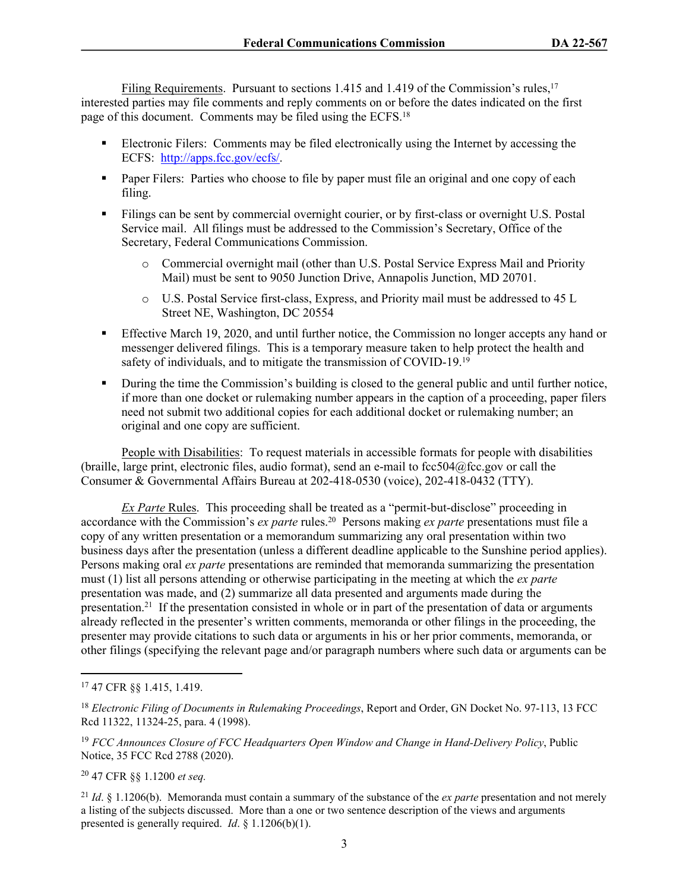Filing Requirements. Pursuant to sections 1.415 and 1.419 of the Commission's rules,[17] interested parties may file comments and reply comments on or before the dates indicated on the first page of this document. Comments may be filed using the ECFS.[18]

- Electronic Filers: Comments may be filed electronically using the Internet by accessing the ECFS: http://apps.fcc.gov/ecfs/.
- Paper Filers: Parties who choose to file by paper must file an original and one copy of each filing.
- Filings can be sent by commercial overnight courier, or by first-class or overnight U.S. Postal Service mail. All filings must be addressed to the Commission's Secretary, Office of the Secretary, Federal Communications Commission.
    - Commercial overnight mail (other than U.S. Postal Service Express Mail and Priority Mail) must be sent to 9050 Junction Drive, Annapolis Junction, MD 20701.
    - U.S. Postal Service first-class, Express, and Priority mail must be addressed to 45 L Street NE, Washington, DC 20554
- Effective March 19, 2020, and until further notice, the Commission no longer accepts any hand or messenger delivered filings. This is a temporary measure taken to help protect the health and safety of individuals, and to mitigate the transmission of COVID-19.[19]
- During the time the Commission's building is closed to the general public and until further notice, if more than one docket or rulemaking number appears in the caption of a proceeding, paper filers need not submit two additional copies for each additional docket or rulemaking number; an original and one copy are sufficient.

People with Disabilities: To request materials in accessible formats for people with disabilities (braille, large print, electronic files, audio format), send an e-mail to fcc504@fcc.gov or call the Consumer & Governmental Affairs Bureau at 202-418-0530 (voice), 202-418-0432 (TTY).

*Ex Parte* Rules. This proceeding shall be treated as a "permit-but-disclose" proceeding in accordance with the Commission's *ex parte* rules.[20] Persons making *ex parte* presentations must file a copy of any written presentation or a memorandum summarizing any oral presentation within two business days after the presentation (unless a different deadline applicable to the Sunshine period applies). Persons making oral *ex parte* presentations are reminded that memoranda summarizing the presentation must (1) list all persons attending or otherwise participating in the meeting at which the *ex parte* presentation was made, and (2) summarize all data presented and arguments made during the presentation.[21] If the presentation consisted in whole or in part of the presentation of data or arguments already reflected in the presenter's written comments, memoranda or other filings in the proceeding, the presenter may provide citations to such data or arguments in his or her prior comments, memoranda, or other filings (specifying the relevant page and/or paragraph numbers where such data or arguments can be

---

[17] 47 CFR §§ 1.415, 1.419.

[18] *Electronic Filing of Documents in Rulemaking Proceedings*, Report and Order, GN Docket No. 97-113, 13 FCC Rcd 11322, 11324-25, para. 4 (1998).

[19] *FCC Announces Closure of FCC Headquarters Open Window and Change in Hand-Delivery Policy*, Public Notice, 35 FCC Rcd 2788 (2020).

[20] 47 CFR §§ 1.1200 *et seq.*

[21] *Id*. § 1.1206(b). Memoranda must contain a summary of the substance of the *ex parte* presentation and not merely a listing of the subjects discussed. More than a one or two sentence description of the views and arguments presented is generally required. *Id*. § 1.1206(b)(1).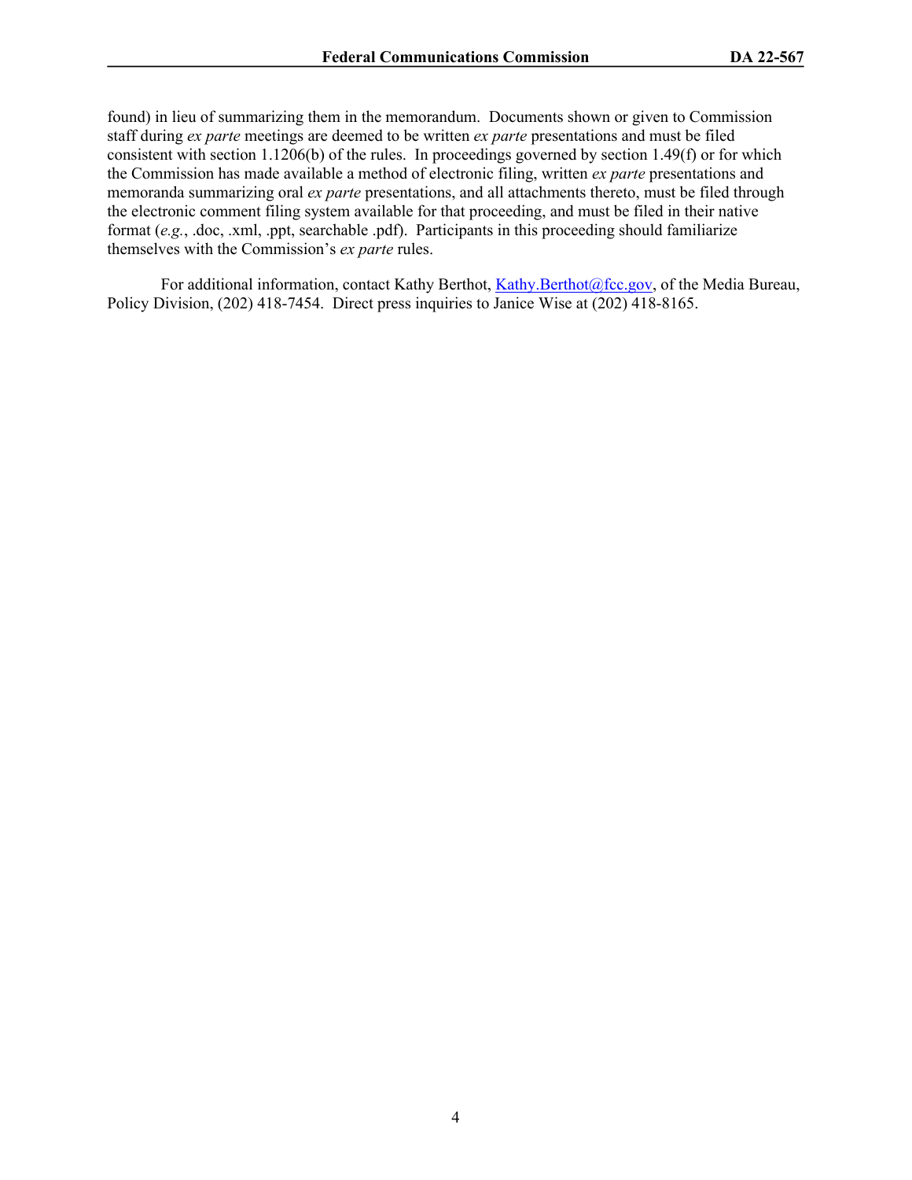found) in lieu of summarizing them in the memorandum. Documents shown or given to Commission staff during *ex parte* meetings are deemed to be written *ex parte* presentations and must be filed consistent with section 1.1206(b) of the rules. In proceedings governed by section 1.49(f) or for which the Commission has made available a method of electronic filing, written *ex parte* presentations and memoranda summarizing oral *ex parte* presentations, and all attachments thereto, must be filed through the electronic comment filing system available for that proceeding, and must be filed in their native format (*e.g.*, .doc, .xml, .ppt, searchable .pdf). Participants in this proceeding should familiarize themselves with the Commission's *ex parte* rules.

For additional information, contact Kathy Berthot, Kathy.Berthot@fcc.gov, of the Media Bureau, Policy Division, (202) 418-7454. Direct press inquiries to Janice Wise at (202) 418-8165.